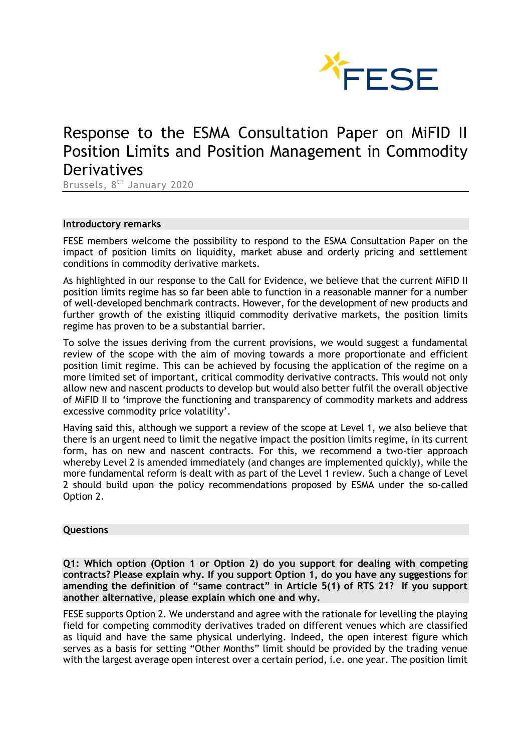FESE

# Response to the ESMA Consultation Paper on MiFID II Position Limits and Position Management in Commodity Derivatives

Brussels, 8th January 2020

## Introductory remarks

FESE members welcome the possibility to respond to the ESMA Consultation Paper on the impact of position limits on liquidity, market abuse and orderly pricing and settlement conditions in commodity derivative markets.

As highlighted in our response to the Call for Evidence, we believe that the current MiFID II position limits regime has so far been able to function in a reasonable manner for a number of well-developed benchmark contracts. However, for the development of new products and further growth of the existing illiquid commodity derivative markets, the position limits regime has proven to be a substantial barrier.

To solve the issues deriving from the current provisions, we would suggest a fundamental review of the scope with the aim of moving towards a more proportionate and efficient position limit regime. This can be achieved by focusing the application of the regime on a more limited set of important, critical commodity derivative contracts. This would not only allow new and nascent products to develop but would also better fulfil the overall objective of MiFID II to 'improve the functioning and transparency of commodity markets and address excessive commodity price volatility'.

Having said this, although we support a review of the scope at Level 1, we also believe that there is an urgent need to limit the negative impact the position limits regime, in its current form, has on new and nascent contracts. For this, we recommend a two-tier approach whereby Level 2 is amended immediately (and changes are implemented quickly), while the more fundamental reform is dealt with as part of the Level 1 review. Such a change of Level 2 should build upon the policy recommendations proposed by ESMA under the so-called Option 2.

## Questions

**Q1: Which option (Option 1 or Option 2) do you support for dealing with competing contracts? Please explain why. If you support Option 1, do you have any suggestions for amending the definition of "same contract" in Article 5(1) of RTS 21? If you support another alternative, please explain which one and why.**

FESE supports Option 2. We understand and agree with the rationale for levelling the playing field for competing commodity derivatives traded on different venues which are classified as liquid and have the same physical underlying. Indeed, the open interest figure which serves as a basis for setting "Other Months" limit should be provided by the trading venue with the largest average open interest over a certain period, i.e. one year. The position limit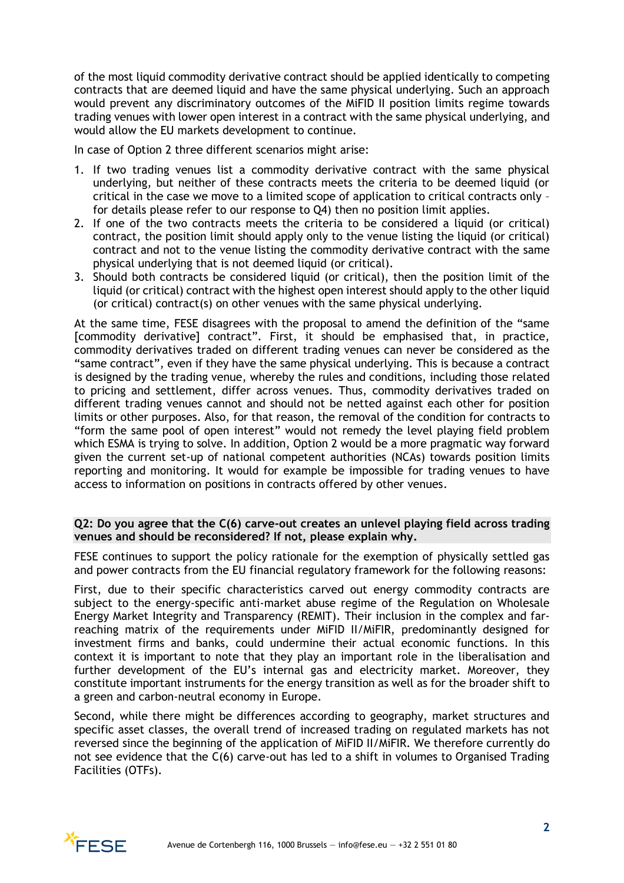of the most liquid commodity derivative contract should be applied identically to competing contracts that are deemed liquid and have the same physical underlying. Such an approach would prevent any discriminatory outcomes of the MiFID II position limits regime towards trading venues with lower open interest in a contract with the same physical underlying, and would allow the EU markets development to continue.

In case of Option 2 three different scenarios might arise:

1. If two trading venues list a commodity derivative contract with the same physical underlying, but neither of these contracts meets the criteria to be deemed liquid (or critical in the case we move to a limited scope of application to critical contracts only – for details please refer to our response to Q4) then no position limit applies.
2. If one of the two contracts meets the criteria to be considered a liquid (or critical) contract, the position limit should apply only to the venue listing the liquid (or critical) contract and not to the venue listing the commodity derivative contract with the same physical underlying that is not deemed liquid (or critical).
3. Should both contracts be considered liquid (or critical), then the position limit of the liquid (or critical) contract with the highest open interest should apply to the other liquid (or critical) contract(s) on other venues with the same physical underlying.

At the same time, FESE disagrees with the proposal to amend the definition of the "same [commodity derivative] contract". First, it should be emphasised that, in practice, commodity derivatives traded on different trading venues can never be considered as the "same contract", even if they have the same physical underlying. This is because a contract is designed by the trading venue, whereby the rules and conditions, including those related to pricing and settlement, differ across venues. Thus, commodity derivatives traded on different trading venues cannot and should not be netted against each other for position limits or other purposes. Also, for that reason, the removal of the condition for contracts to "form the same pool of open interest" would not remedy the level playing field problem which ESMA is trying to solve. In addition, Option 2 would be a more pragmatic way forward given the current set-up of national competent authorities (NCAs) towards position limits reporting and monitoring. It would for example be impossible for trading venues to have access to information on positions in contracts offered by other venues.

**Q2: Do you agree that the C(6) carve-out creates an unlevel playing field across trading venues and should be reconsidered? If not, please explain why.**

FESE continues to support the policy rationale for the exemption of physically settled gas and power contracts from the EU financial regulatory framework for the following reasons:

First, due to their specific characteristics carved out energy commodity contracts are subject to the energy-specific anti-market abuse regime of the Regulation on Wholesale Energy Market Integrity and Transparency (REMIT). Their inclusion in the complex and far-reaching matrix of the requirements under MiFID II/MiFIR, predominantly designed for investment firms and banks, could undermine their actual economic functions. In this context it is important to note that they play an important role in the liberalisation and further development of the EU's internal gas and electricity market. Moreover, they constitute important instruments for the energy transition as well as for the broader shift to a green and carbon-neutral economy in Europe.

Second, while there might be differences according to geography, market structures and specific asset classes, the overall trend of increased trading on regulated markets has not reversed since the beginning of the application of MiFID II/MiFIR. We therefore currently do not see evidence that the C(6) carve-out has led to a shift in volumes to Organised Trading Facilities (OTFs).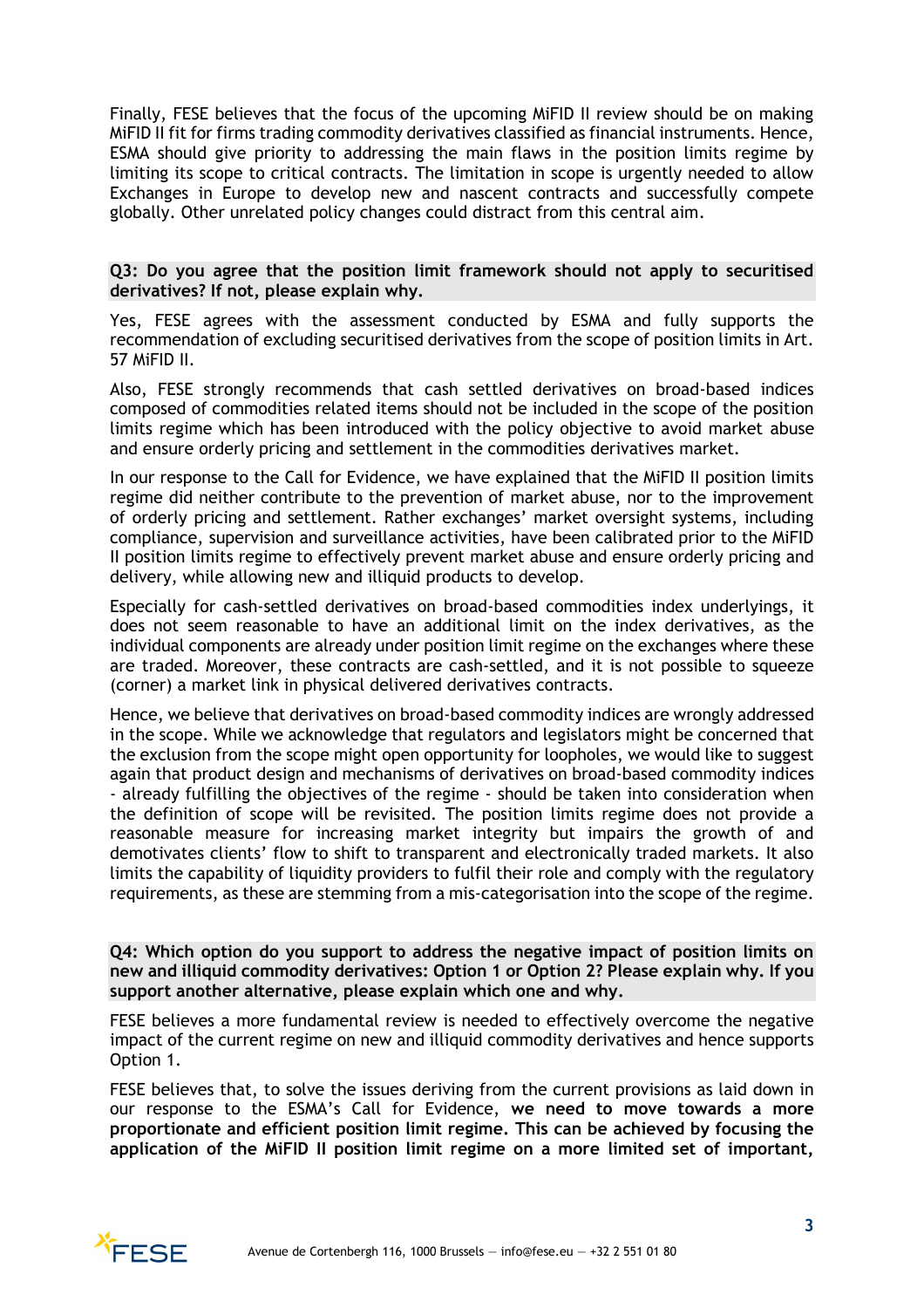Finally, FESE believes that the focus of the upcoming MiFID II review should be on making MiFID II fit for firms trading commodity derivatives classified as financial instruments. Hence, ESMA should give priority to addressing the main flaws in the position limits regime by limiting its scope to critical contracts. The limitation in scope is urgently needed to allow Exchanges in Europe to develop new and nascent contracts and successfully compete globally. Other unrelated policy changes could distract from this central aim.

**Q3: Do you agree that the position limit framework should not apply to securitised derivatives? If not, please explain why.**

Yes, FESE agrees with the assessment conducted by ESMA and fully supports the recommendation of excluding securitised derivatives from the scope of position limits in Art. 57 MiFID II.

Also, FESE strongly recommends that cash settled derivatives on broad-based indices composed of commodities related items should not be included in the scope of the position limits regime which has been introduced with the policy objective to avoid market abuse and ensure orderly pricing and settlement in the commodities derivatives market.

In our response to the Call for Evidence, we have explained that the MiFID II position limits regime did neither contribute to the prevention of market abuse, nor to the improvement of orderly pricing and settlement. Rather exchanges' market oversight systems, including compliance, supervision and surveillance activities, have been calibrated prior to the MiFID II position limits regime to effectively prevent market abuse and ensure orderly pricing and delivery, while allowing new and illiquid products to develop.

Especially for cash-settled derivatives on broad-based commodities index underlyings, it does not seem reasonable to have an additional limit on the index derivatives, as the individual components are already under position limit regime on the exchanges where these are traded. Moreover, these contracts are cash-settled, and it is not possible to squeeze (corner) a market link in physical delivered derivatives contracts.

Hence, we believe that derivatives on broad-based commodity indices are wrongly addressed in the scope. While we acknowledge that regulators and legislators might be concerned that the exclusion from the scope might open opportunity for loopholes, we would like to suggest again that product design and mechanisms of derivatives on broad-based commodity indices - already fulfilling the objectives of the regime - should be taken into consideration when the definition of scope will be revisited. The position limits regime does not provide a reasonable measure for increasing market integrity but impairs the growth of and demotivates clients' flow to shift to transparent and electronically traded markets. It also limits the capability of liquidity providers to fulfil their role and comply with the regulatory requirements, as these are stemming from a mis-categorisation into the scope of the regime.

**Q4: Which option do you support to address the negative impact of position limits on new and illiquid commodity derivatives: Option 1 or Option 2? Please explain why. If you support another alternative, please explain which one and why.**

FESE believes a more fundamental review is needed to effectively overcome the negative impact of the current regime on new and illiquid commodity derivatives and hence supports Option 1.

FESE believes that, to solve the issues deriving from the current provisions as laid down in our response to the ESMA's Call for Evidence, **we need to move towards a more proportionate and efficient position limit regime. This can be achieved by focusing the application of the MiFID II position limit regime on a more limited set of important,**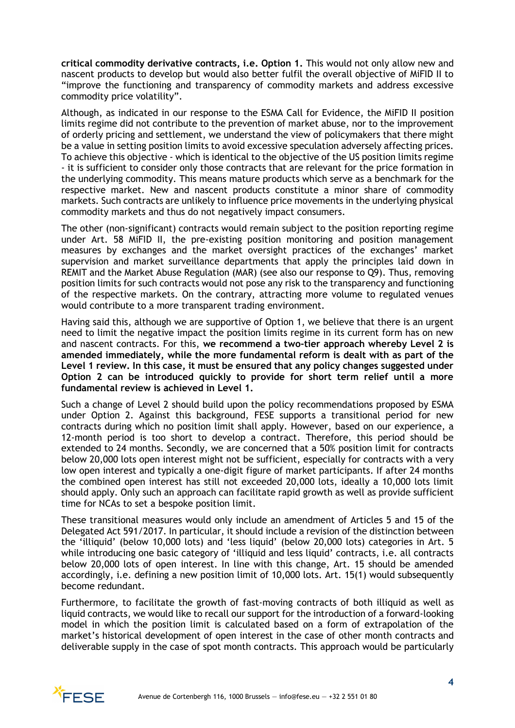**critical commodity derivative contracts, i.e. Option 1.** This would not only allow new and nascent products to develop but would also better fulfil the overall objective of MiFID II to "improve the functioning and transparency of commodity markets and address excessive commodity price volatility".

Although, as indicated in our response to the ESMA Call for Evidence, the MiFID II position limits regime did not contribute to the prevention of market abuse, nor to the improvement of orderly pricing and settlement, we understand the view of policymakers that there might be a value in setting position limits to avoid excessive speculation adversely affecting prices. To achieve this objective - which is identical to the objective of the US position limits regime - it is sufficient to consider only those contracts that are relevant for the price formation in the underlying commodity. This means mature products which serve as a benchmark for the respective market. New and nascent products constitute a minor share of commodity markets. Such contracts are unlikely to influence price movements in the underlying physical commodity markets and thus do not negatively impact consumers.

The other (non-significant) contracts would remain subject to the position reporting regime under Art. 58 MiFID II, the pre-existing position monitoring and position management measures by exchanges and the market oversight practices of the exchanges' market supervision and market surveillance departments that apply the principles laid down in REMIT and the Market Abuse Regulation (MAR) (see also our response to Q9). Thus, removing position limits for such contracts would not pose any risk to the transparency and functioning of the respective markets. On the contrary, attracting more volume to regulated venues would contribute to a more transparent trading environment.

Having said this, although we are supportive of Option 1, we believe that there is an urgent need to limit the negative impact the position limits regime in its current form has on new and nascent contracts. For this, **we recommend a two-tier approach whereby Level 2 is amended immediately, while the more fundamental reform is dealt with as part of the Level 1 review. In this case, it must be ensured that any policy changes suggested under Option 2 can be introduced quickly to provide for short term relief until a more fundamental review is achieved in Level 1.**

Such a change of Level 2 should build upon the policy recommendations proposed by ESMA under Option 2. Against this background, FESE supports a transitional period for new contracts during which no position limit shall apply. However, based on our experience, a 12-month period is too short to develop a contract. Therefore, this period should be extended to 24 months. Secondly, we are concerned that a 50% position limit for contracts below 20,000 lots open interest might not be sufficient, especially for contracts with a very low open interest and typically a one-digit figure of market participants. If after 24 months the combined open interest has still not exceeded 20,000 lots, ideally a 10,000 lots limit should apply. Only such an approach can facilitate rapid growth as well as provide sufficient time for NCAs to set a bespoke position limit.

These transitional measures would only include an amendment of Articles 5 and 15 of the Delegated Act 591/2017. In particular, it should include a revision of the distinction between the 'illiquid' (below 10,000 lots) and 'less liquid' (below 20,000 lots) categories in Art. 5 while introducing one basic category of 'illiquid and less liquid' contracts, i.e. all contracts below 20,000 lots of open interest. In line with this change, Art. 15 should be amended accordingly, i.e. defining a new position limit of 10,000 lots. Art. 15(1) would subsequently become redundant.

Furthermore, to facilitate the growth of fast-moving contracts of both illiquid as well as liquid contracts, we would like to recall our support for the introduction of a forward-looking model in which the position limit is calculated based on a form of extrapolation of the market's historical development of open interest in the case of other month contracts and deliverable supply in the case of spot month contracts. This approach would be particularly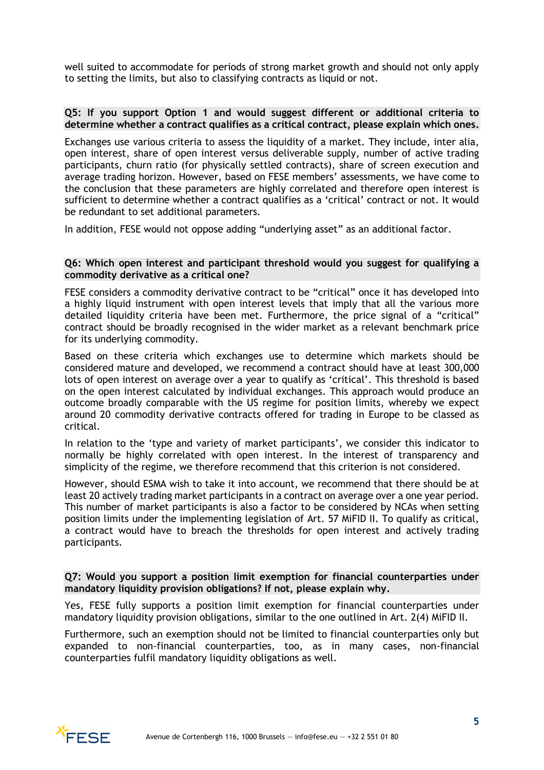well suited to accommodate for periods of strong market growth and should not only apply to setting the limits, but also to classifying contracts as liquid or not.

**Q5: If you support Option 1 and would suggest different or additional criteria to determine whether a contract qualifies as a critical contract, please explain which ones.**

Exchanges use various criteria to assess the liquidity of a market. They include, inter alia, open interest, share of open interest versus deliverable supply, number of active trading participants, churn ratio (for physically settled contracts), share of screen execution and average trading horizon. However, based on FESE members' assessments, we have come to the conclusion that these parameters are highly correlated and therefore open interest is sufficient to determine whether a contract qualifies as a 'critical' contract or not. It would be redundant to set additional parameters.

In addition, FESE would not oppose adding "underlying asset" as an additional factor.

**Q6: Which open interest and participant threshold would you suggest for qualifying a commodity derivative as a critical one?**

FESE considers a commodity derivative contract to be "critical" once it has developed into a highly liquid instrument with open interest levels that imply that all the various more detailed liquidity criteria have been met. Furthermore, the price signal of a "critical" contract should be broadly recognised in the wider market as a relevant benchmark price for its underlying commodity.

Based on these criteria which exchanges use to determine which markets should be considered mature and developed, we recommend a contract should have at least 300,000 lots of open interest on average over a year to qualify as 'critical'. This threshold is based on the open interest calculated by individual exchanges. This approach would produce an outcome broadly comparable with the US regime for position limits, whereby we expect around 20 commodity derivative contracts offered for trading in Europe to be classed as critical.

In relation to the 'type and variety of market participants', we consider this indicator to normally be highly correlated with open interest. In the interest of transparency and simplicity of the regime, we therefore recommend that this criterion is not considered.

However, should ESMA wish to take it into account, we recommend that there should be at least 20 actively trading market participants in a contract on average over a one year period. This number of market participants is also a factor to be considered by NCAs when setting position limits under the implementing legislation of Art. 57 MiFID II. To qualify as critical, a contract would have to breach the thresholds for open interest and actively trading participants.

**Q7: Would you support a position limit exemption for financial counterparties under mandatory liquidity provision obligations? If not, please explain why.**

Yes, FESE fully supports a position limit exemption for financial counterparties under mandatory liquidity provision obligations, similar to the one outlined in Art. 2(4) MiFID II.

Furthermore, such an exemption should not be limited to financial counterparties only but expanded to non-financial counterparties, too, as in many cases, non-financial counterparties fulfil mandatory liquidity obligations as well.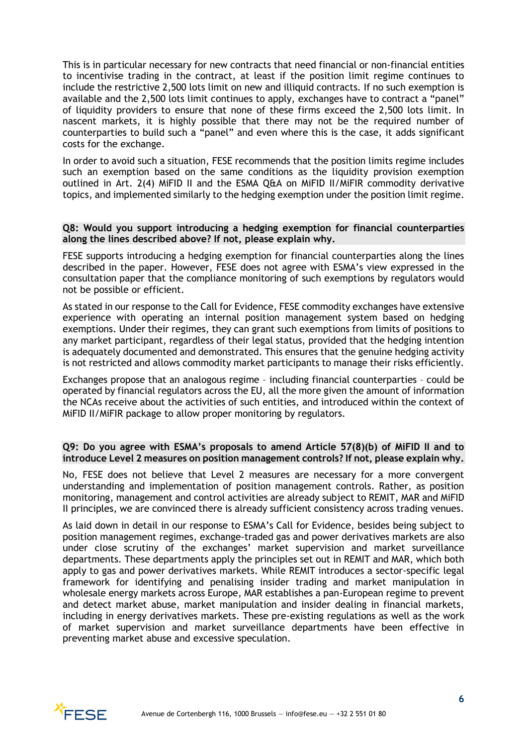This is in particular necessary for new contracts that need financial or non-financial entities to incentivise trading in the contract, at least if the position limit regime continues to include the restrictive 2,500 lots limit on new and illiquid contracts. If no such exemption is available and the 2,500 lots limit continues to apply, exchanges have to contract a "panel" of liquidity providers to ensure that none of these firms exceed the 2,500 lots limit. In nascent markets, it is highly possible that there may not be the required number of counterparties to build such a "panel" and even where this is the case, it adds significant costs for the exchange.

In order to avoid such a situation, FESE recommends that the position limits regime includes such an exemption based on the same conditions as the liquidity provision exemption outlined in Art. 2(4) MiFID II and the ESMA Q&A on MiFID II/MiFIR commodity derivative topics, and implemented similarly to the hedging exemption under the position limit regime.

**Q8: Would you support introducing a hedging exemption for financial counterparties along the lines described above? If not, please explain why.**

FESE supports introducing a hedging exemption for financial counterparties along the lines described in the paper. However, FESE does not agree with ESMA's view expressed in the consultation paper that the compliance monitoring of such exemptions by regulators would not be possible or efficient.

As stated in our response to the Call for Evidence, FESE commodity exchanges have extensive experience with operating an internal position management system based on hedging exemptions. Under their regimes, they can grant such exemptions from limits of positions to any market participant, regardless of their legal status, provided that the hedging intention is adequately documented and demonstrated. This ensures that the genuine hedging activity is not restricted and allows commodity market participants to manage their risks efficiently.

Exchanges propose that an analogous regime – including financial counterparties – could be operated by financial regulators across the EU, all the more given the amount of information the NCAs receive about the activities of such entities, and introduced within the context of MiFID II/MiFIR package to allow proper monitoring by regulators.

**Q9: Do you agree with ESMA's proposals to amend Article 57(8)(b) of MiFID II and to introduce Level 2 measures on position management controls? If not, please explain why.**

No, FESE does not believe that Level 2 measures are necessary for a more convergent understanding and implementation of position management controls. Rather, as position monitoring, management and control activities are already subject to REMIT, MAR and MiFID II principles, we are convinced there is already sufficient consistency across trading venues.

As laid down in detail in our response to ESMA's Call for Evidence, besides being subject to position management regimes, exchange-traded gas and power derivatives markets are also under close scrutiny of the exchanges' market supervision and market surveillance departments. These departments apply the principles set out in REMIT and MAR, which both apply to gas and power derivatives markets. While REMIT introduces a sector-specific legal framework for identifying and penalising insider trading and market manipulation in wholesale energy markets across Europe, MAR establishes a pan-European regime to prevent and detect market abuse, market manipulation and insider dealing in financial markets, including in energy derivatives markets. These pre-existing regulations as well as the work of market supervision and market surveillance departments have been effective in preventing market abuse and excessive speculation.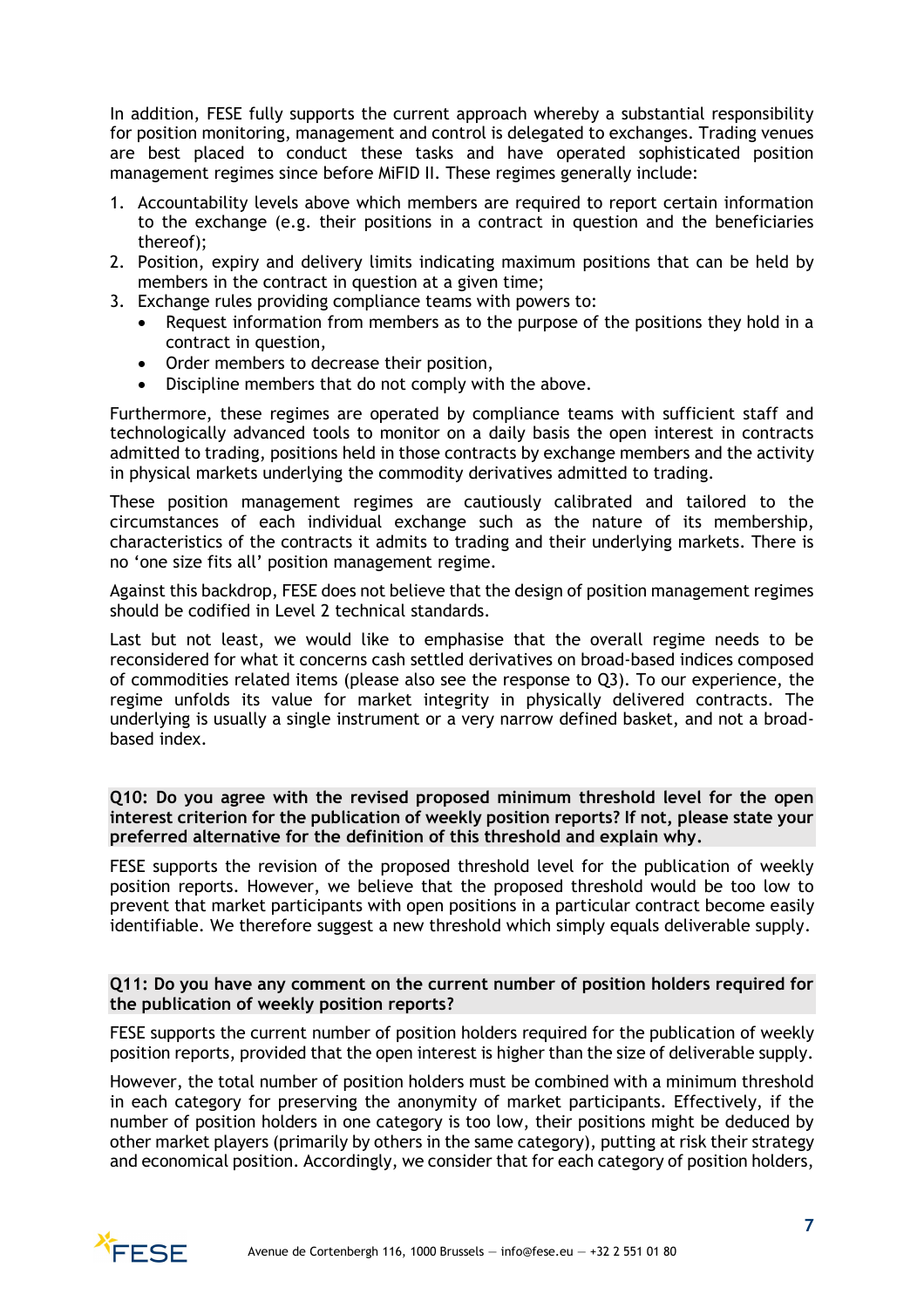In addition, FESE fully supports the current approach whereby a substantial responsibility for position monitoring, management and control is delegated to exchanges. Trading venues are best placed to conduct these tasks and have operated sophisticated position management regimes since before MiFID II. These regimes generally include:

1. Accountability levels above which members are required to report certain information to the exchange (e.g. their positions in a contract in question and the beneficiaries thereof);
2. Position, expiry and delivery limits indicating maximum positions that can be held by members in the contract in question at a given time;
3. Exchange rules providing compliance teams with powers to:
   - Request information from members as to the purpose of the positions they hold in a contract in question,
   - Order members to decrease their position,
   - Discipline members that do not comply with the above.

Furthermore, these regimes are operated by compliance teams with sufficient staff and technologically advanced tools to monitor on a daily basis the open interest in contracts admitted to trading, positions held in those contracts by exchange members and the activity in physical markets underlying the commodity derivatives admitted to trading.

These position management regimes are cautiously calibrated and tailored to the circumstances of each individual exchange such as the nature of its membership, characteristics of the contracts it admits to trading and their underlying markets. There is no 'one size fits all' position management regime.

Against this backdrop, FESE does not believe that the design of position management regimes should be codified in Level 2 technical standards.

Last but not least, we would like to emphasise that the overall regime needs to be reconsidered for what it concerns cash settled derivatives on broad-based indices composed of commodities related items (please also see the response to Q3). To our experience, the regime unfolds its value for market integrity in physically delivered contracts. The underlying is usually a single instrument or a very narrow defined basket, and not a broad-based index.

**Q10: Do you agree with the revised proposed minimum threshold level for the open interest criterion for the publication of weekly position reports? If not, please state your preferred alternative for the definition of this threshold and explain why.**

FESE supports the revision of the proposed threshold level for the publication of weekly position reports. However, we believe that the proposed threshold would be too low to prevent that market participants with open positions in a particular contract become easily identifiable. We therefore suggest a new threshold which simply equals deliverable supply.

**Q11: Do you have any comment on the current number of position holders required for the publication of weekly position reports?**

FESE supports the current number of position holders required for the publication of weekly position reports, provided that the open interest is higher than the size of deliverable supply.

However, the total number of position holders must be combined with a minimum threshold in each category for preserving the anonymity of market participants. Effectively, if the number of position holders in one category is too low, their positions might be deduced by other market players (primarily by others in the same category), putting at risk their strategy and economical position. Accordingly, we consider that for each category of position holders,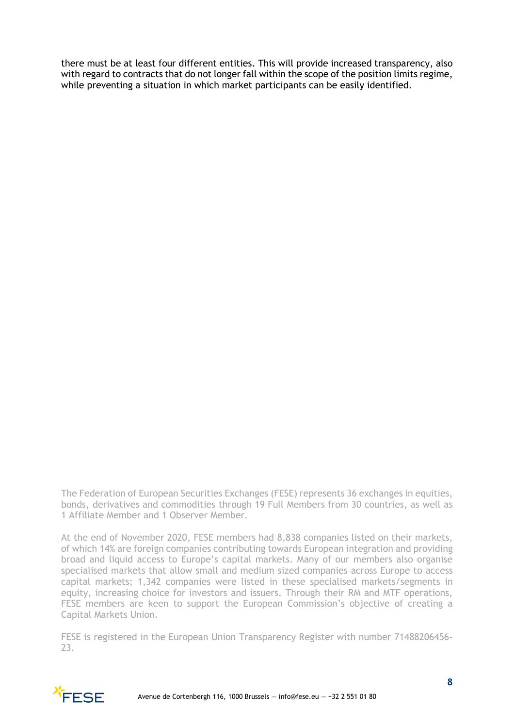there must be at least four different entities. This will provide increased transparency, also with regard to contracts that do not longer fall within the scope of the position limits regime, while preventing a situation in which market participants can be easily identified.

The Federation of European Securities Exchanges (FESE) represents 36 exchanges in equities, bonds, derivatives and commodities through 19 Full Members from 30 countries, as well as 1 Affiliate Member and 1 Observer Member.

At the end of November 2020, FESE members had 8,838 companies listed on their markets, of which 14% are foreign companies contributing towards European integration and providing broad and liquid access to Europe's capital markets. Many of our members also organise specialised markets that allow small and medium sized companies across Europe to access capital markets; 1,342 companies were listed in these specialised markets/segments in equity, increasing choice for investors and issuers. Through their RM and MTF operations, FESE members are keen to support the European Commission's objective of creating a Capital Markets Union.

FESE is registered in the European Union Transparency Register with number 71488206456-23.